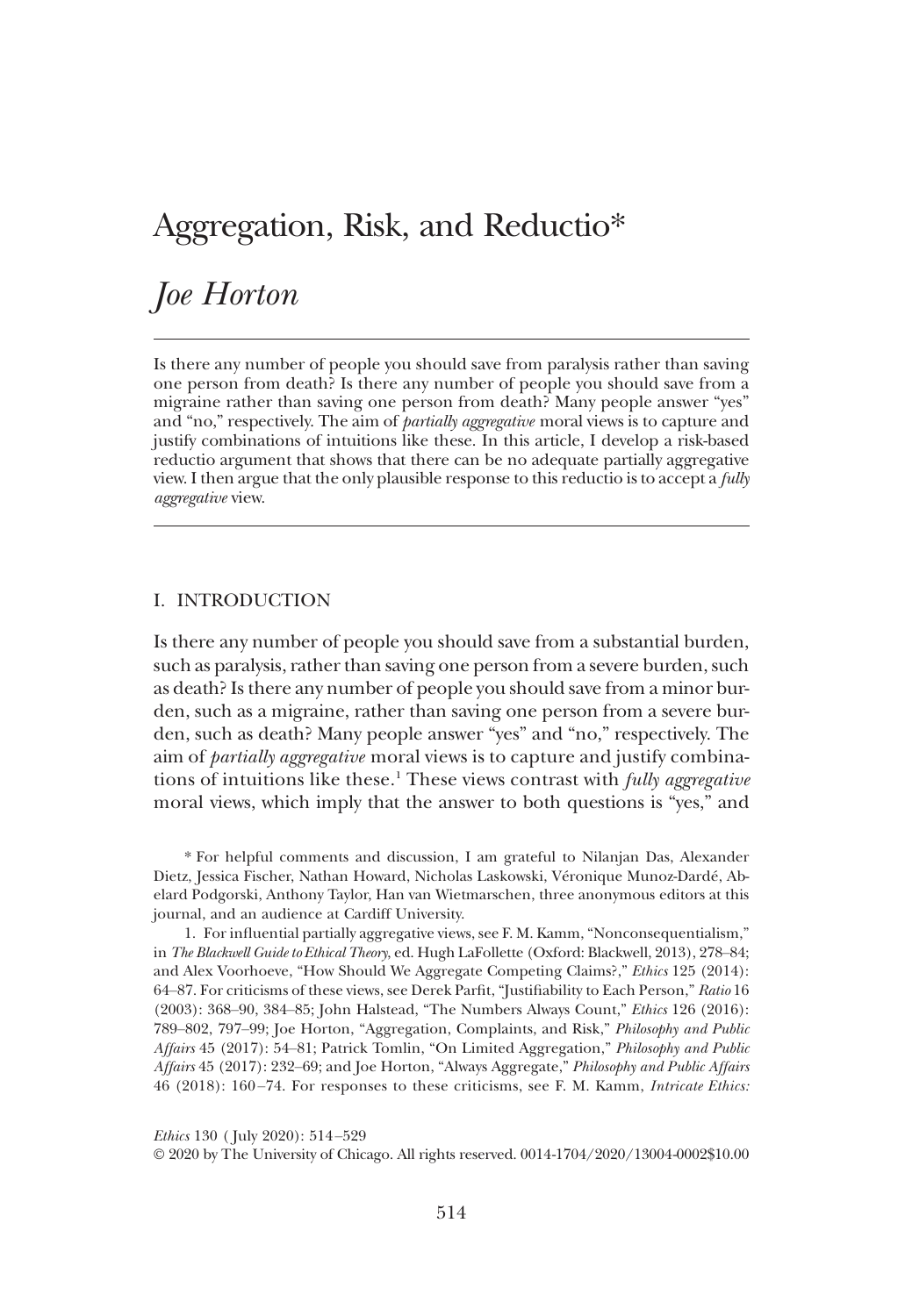# Aggregation, Risk, and Reductio*

## *Joe Horton*

Is there any number of people you should save from paralysis rather than saving one person from death? Is there any number of people you should save from a migraine rather than saving one person from death? Many people answer "yes" and "no," respectively. The aim of *partially aggregative* moral views is to capture and justify combinations of intuitions like these. In this article, I develop a risk-based reductio argument that shows that there can be no adequate partially aggregative view. I then argue that the only plausible response to this reductio is to accept a *fully aggregative* view.

### I. INTRODUCTION

Is there any number of people you should save from a substantial burden, such as paralysis, rather than saving one person from a severe burden, such as death? Is there any number of people you should save from a minor burden, such as a migraine, rather than saving one person from a severe burden, such as death? Many people answer "yes" and "no," respectively. The aim of *partially aggregative* moral views is to capture and justify combinations of intuitions like these.[1] These views contrast with *fully aggregative* moral views, which imply that the answer to both questions is "yes," and

\* For helpful comments and discussion, I am grateful to Nilanjan Das, Alexander Dietz, Jessica Fischer, Nathan Howard, Nicholas Laskowski, Véronique Munoz-Dardé, Abelard Podgorski, Anthony Taylor, Han van Wietmarschen, three anonymous editors at this journal, and an audience at Cardiff University.

1. For influential partially aggregative views, see F. M. Kamm, "Nonconsequentialism," in *The Blackwell Guide to Ethical Theory*, ed. Hugh LaFollette (Oxford: Blackwell, 2013), 278–84; and Alex Voorhoeve, "How Should We Aggregate Competing Claims?," *Ethics* 125 (2014): 64–87. For criticisms of these views, see Derek Parfit, "Justifiability to Each Person," *Ratio* 16 (2003): 368–90, 384–85; John Halstead, "The Numbers Always Count," *Ethics* 126 (2016): 789–802, 797–99; Joe Horton, "Aggregation, Complaints, and Risk," *Philosophy and Public Affairs* 45 (2017): 54–81; Patrick Tomlin, "On Limited Aggregation," *Philosophy and Public Affairs* 45 (2017): 232–69; and Joe Horton, "Always Aggregate," *Philosophy and Public Affairs* 46 (2018): 160–74. For responses to these criticisms, see F. M. Kamm, *Intricate Ethics:*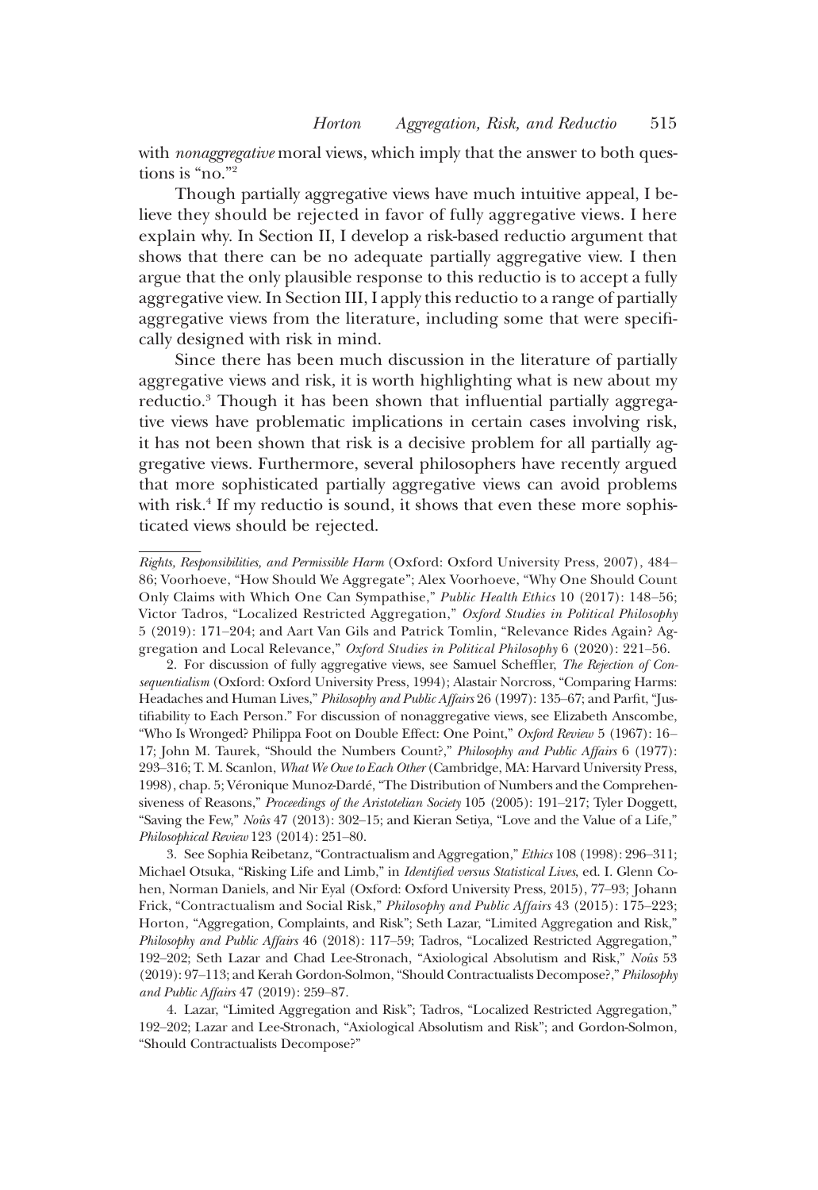with *nonaggregative* moral views, which imply that the answer to both questions is "no."[2]

Though partially aggregative views have much intuitive appeal, I believe they should be rejected in favor of fully aggregative views. I here explain why. In Section II, I develop a risk-based reductio argument that shows that there can be no adequate partially aggregative view. I then argue that the only plausible response to this reductio is to accept a fully aggregative view. In Section III, I apply this reductio to a range of partially aggregative views from the literature, including some that were specifically designed with risk in mind.

Since there has been much discussion in the literature of partially aggregative views and risk, it is worth highlighting what is new about my reductio.[3] Though it has been shown that influential partially aggregative views have problematic implications in certain cases involving risk, it has not been shown that risk is a decisive problem for all partially aggregative views. Furthermore, several philosophers have recently argued that more sophisticated partially aggregative views can avoid problems with risk.[4] If my reductio is sound, it shows that even these more sophisticated views should be rejected.

---

*Rights, Responsibilities, and Permissible Harm* (Oxford: Oxford University Press, 2007), 484–86; Voorhoeve, "How Should We Aggregate"; Alex Voorhoeve, "Why One Should Count Only Claims with Which One Can Sympathise," *Public Health Ethics* 10 (2017): 148–56; Victor Tadros, "Localized Restricted Aggregation," *Oxford Studies in Political Philosophy* 5 (2019): 171–204; and Aart Van Gils and Patrick Tomlin, "Relevance Rides Again? Aggregation and Local Relevance," *Oxford Studies in Political Philosophy* 6 (2020): 221–56.

2. For discussion of fully aggregative views, see Samuel Scheffler, *The Rejection of Consequentialism* (Oxford: Oxford University Press, 1994); Alastair Norcross, "Comparing Harms: Headaches and Human Lives," *Philosophy and Public Affairs* 26 (1997): 135–67; and Parfit, "Justifiability to Each Person." For discussion of nonaggregative views, see Elizabeth Anscombe, "Who Is Wronged? Philippa Foot on Double Effect: One Point," *Oxford Review* 5 (1967): 16–17; John M. Taurek, "Should the Numbers Count?," *Philosophy and Public Affairs* 6 (1977): 293–316; T. M. Scanlon, *What We Owe to Each Other* (Cambridge, MA: Harvard University Press, 1998), chap. 5; Véronique Munoz-Dardé, "The Distribution of Numbers and the Comprehensiveness of Reasons," *Proceedings of the Aristotelian Society* 105 (2005): 191–217; Tyler Doggett, "Saving the Few," *Noûs* 47 (2013): 302–15; and Kieran Setiya, "Love and the Value of a Life," *Philosophical Review* 123 (2014): 251–80.

3. See Sophia Reibetanz, "Contractualism and Aggregation," *Ethics* 108 (1998): 296–311; Michael Otsuka, "Risking Life and Limb," in *Identified versus Statistical Lives*, ed. I. Glenn Cohen, Norman Daniels, and Nir Eyal (Oxford: Oxford University Press, 2015), 77–93; Johann Frick, "Contractualism and Social Risk," *Philosophy and Public Affairs* 43 (2015): 175–223; Horton, "Aggregation, Complaints, and Risk"; Seth Lazar, "Limited Aggregation and Risk," *Philosophy and Public Affairs* 46 (2018): 117–59; Tadros, "Localized Restricted Aggregation," 192–202; Seth Lazar and Chad Lee-Stronach, "Axiological Absolutism and Risk," *Noûs* 53 (2019): 97–113; and Kerah Gordon-Solmon, "Should Contractualists Decompose?," *Philosophy and Public Affairs* 47 (2019): 259–87.

4. Lazar, "Limited Aggregation and Risk"; Tadros, "Localized Restricted Aggregation," 192–202; Lazar and Lee-Stronach, "Axiological Absolutism and Risk"; and Gordon-Solmon, "Should Contractualists Decompose?"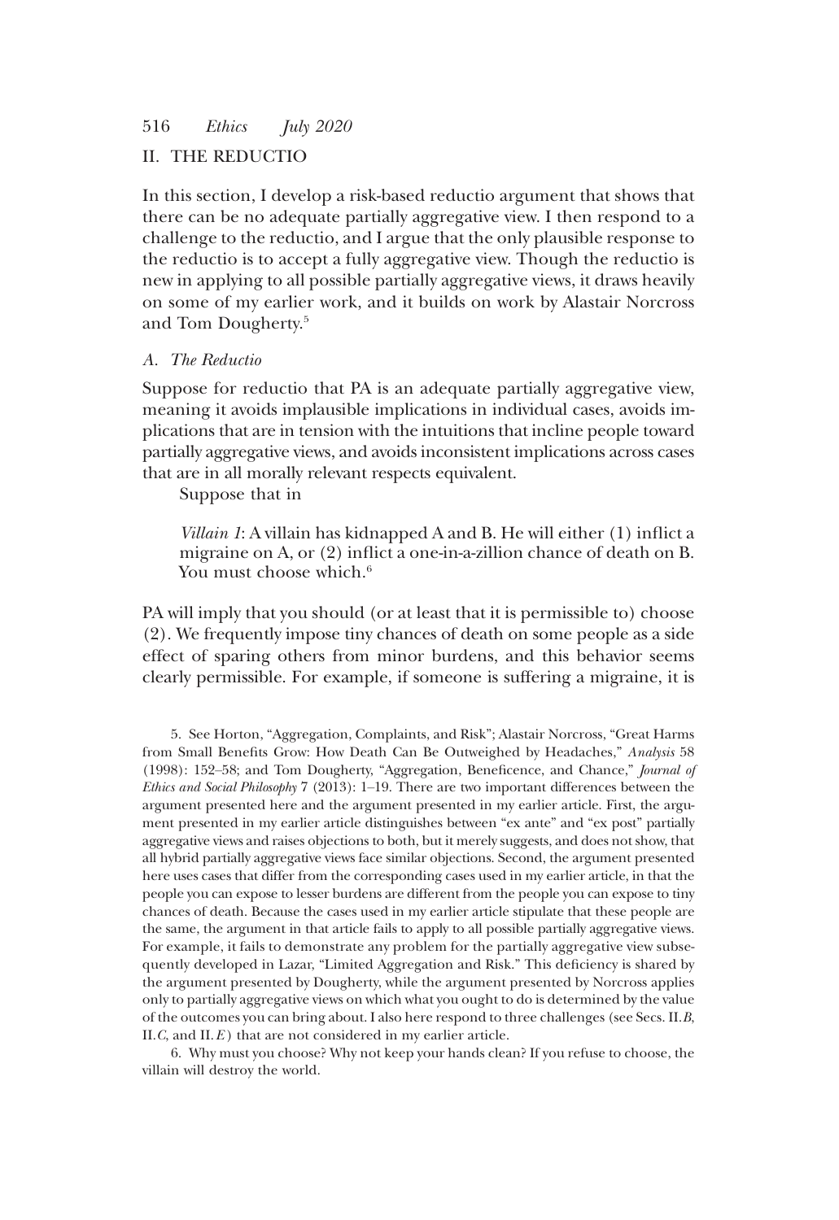## II. THE REDUCTIO

In this section, I develop a risk-based reductio argument that shows that there can be no adequate partially aggregative view. I then respond to a challenge to the reductio, and I argue that the only plausible response to the reductio is to accept a fully aggregative view. Though the reductio is new in applying to all possible partially aggregative views, it draws heavily on some of my earlier work, and it builds on work by Alastair Norcross and Tom Dougherty.[5]

### *A. The Reductio*

Suppose for reductio that PA is an adequate partially aggregative view, meaning it avoids implausible implications in individual cases, avoids implications that are in tension with the intuitions that incline people toward partially aggregative views, and avoids inconsistent implications across cases that are in all morally relevant respects equivalent.

Suppose that in

> *Villain 1*: A villain has kidnapped A and B. He will either (1) inflict a migraine on A, or (2) inflict a one-in-a-zillion chance of death on B. You must choose which.[6]

PA will imply that you should (or at least that it is permissible to) choose (2). We frequently impose tiny chances of death on some people as a side effect of sparing others from minor burdens, and this behavior seems clearly permissible. For example, if someone is suffering a migraine, it is

---

5. See Horton, "Aggregation, Complaints, and Risk"; Alastair Norcross, "Great Harms from Small Benefits Grow: How Death Can Be Outweighed by Headaches," *Analysis* 58 (1998): 152–58; and Tom Dougherty, "Aggregation, Beneficence, and Chance," *Journal of Ethics and Social Philosophy* 7 (2013): 1–19. There are two important differences between the argument presented here and the argument presented in my earlier article. First, the argument presented in my earlier article distinguishes between "ex ante" and "ex post" partially aggregative views and raises objections to both, but it merely suggests, and does not show, that all hybrid partially aggregative views face similar objections. Second, the argument presented here uses cases that differ from the corresponding cases used in my earlier article, in that the people you can expose to lesser burdens are different from the people you can expose to tiny chances of death. Because the cases used in my earlier article stipulate that these people are the same, the argument in that article fails to apply to all possible partially aggregative views. For example, it fails to demonstrate any problem for the partially aggregative view subsequently developed in Lazar, "Limited Aggregation and Risk." This deficiency is shared by the argument presented by Dougherty, while the argument presented by Norcross applies only to partially aggregative views on which what you ought to do is determined by the value of the outcomes you can bring about. I also here respond to three challenges (see Secs. II.*B*, II.*C*, and II.*E*) that are not considered in my earlier article.

6. Why must you choose? Why not keep your hands clean? If you refuse to choose, the villain will destroy the world.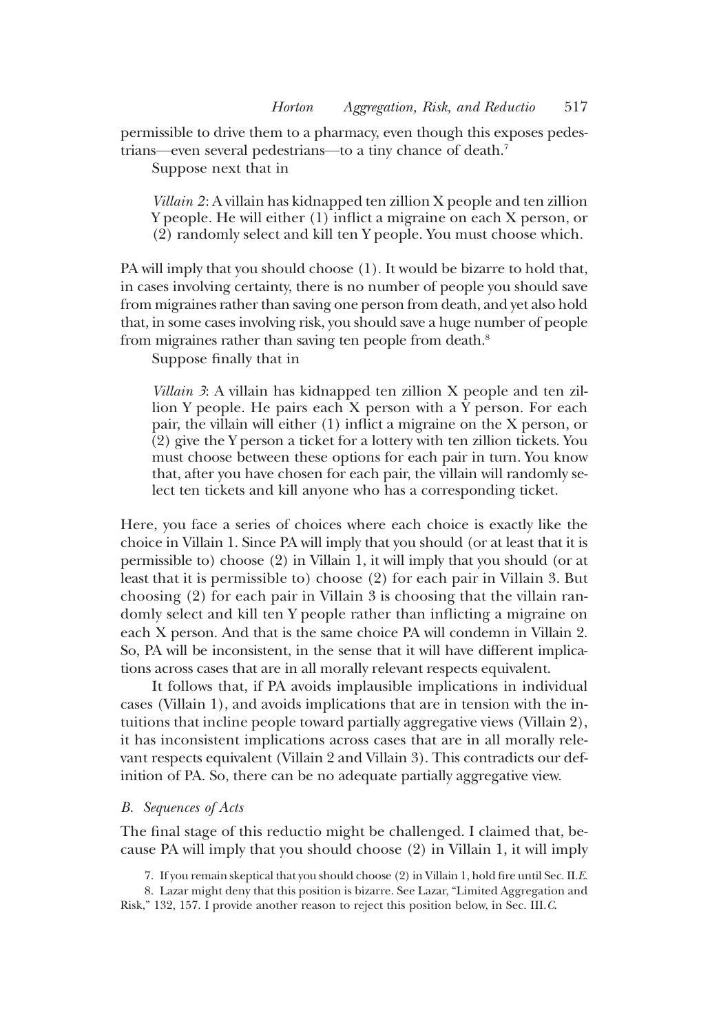permissible to drive them to a pharmacy, even though this exposes pedestrians—even several pedestrians—to a tiny chance of death.[7]

Suppose next that in

> *Villain 2*: A villain has kidnapped ten zillion X people and ten zillion Y people. He will either (1) inflict a migraine on each X person, or (2) randomly select and kill ten Y people. You must choose which.

PA will imply that you should choose (1). It would be bizarre to hold that, in cases involving certainty, there is no number of people you should save from migraines rather than saving one person from death, and yet also hold that, in some cases involving risk, you should save a huge number of people from migraines rather than saving ten people from death.[8]

Suppose finally that in

> *Villain 3*: A villain has kidnapped ten zillion X people and ten zillion Y people. He pairs each X person with a Y person. For each pair, the villain will either (1) inflict a migraine on the X person, or (2) give the Y person a ticket for a lottery with ten zillion tickets. You must choose between these options for each pair in turn. You know that, after you have chosen for each pair, the villain will randomly select ten tickets and kill anyone who has a corresponding ticket.

Here, you face a series of choices where each choice is exactly like the choice in Villain 1. Since PA will imply that you should (or at least that it is permissible to) choose (2) in Villain 1, it will imply that you should (or at least that it is permissible to) choose (2) for each pair in Villain 3. But choosing (2) for each pair in Villain 3 is choosing that the villain randomly select and kill ten Y people rather than inflicting a migraine on each X person. And that is the same choice PA will condemn in Villain 2. So, PA will be inconsistent, in the sense that it will have different implications across cases that are in all morally relevant respects equivalent.

It follows that, if PA avoids implausible implications in individual cases (Villain 1), and avoids implications that are in tension with the intuitions that incline people toward partially aggregative views (Villain 2), it has inconsistent implications across cases that are in all morally relevant respects equivalent (Villain 2 and Villain 3). This contradicts our definition of PA. So, there can be no adequate partially aggregative view.

### *B. Sequences of Acts*

The final stage of this reductio might be challenged. I claimed that, because PA will imply that you should choose (2) in Villain 1, it will imply

7. If you remain skeptical that you should choose (2) in Villain 1, hold fire until Sec. II.*E.*

8. Lazar might deny that this position is bizarre. See Lazar, "Limited Aggregation and Risk," 132, 157. I provide another reason to reject this position below, in Sec. III.*C.*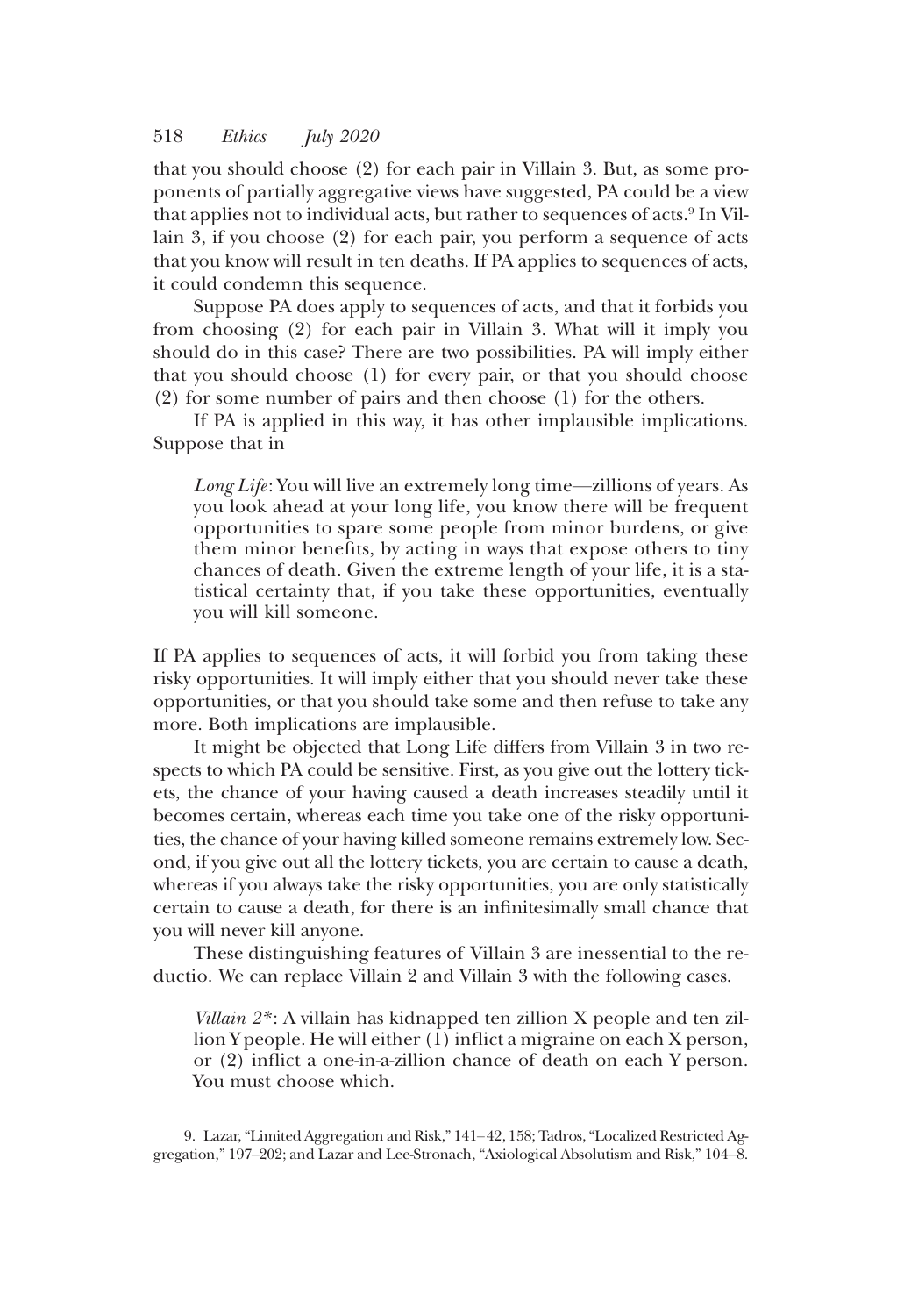that you should choose (2) for each pair in Villain 3. But, as some proponents of partially aggregative views have suggested, PA could be a view that applies not to individual acts, but rather to sequences of acts.[9] In Villain 3, if you choose (2) for each pair, you perform a sequence of acts that you know will result in ten deaths. If PA applies to sequences of acts, it could condemn this sequence.

Suppose PA does apply to sequences of acts, and that it forbids you from choosing (2) for each pair in Villain 3. What will it imply you should do in this case? There are two possibilities. PA will imply either that you should choose (1) for every pair, or that you should choose (2) for some number of pairs and then choose (1) for the others.

If PA is applied in this way, it has other implausible implications. Suppose that in

> *Long Life*: You will live an extremely long time—zillions of years. As you look ahead at your long life, you know there will be frequent opportunities to spare some people from minor burdens, or give them minor benefits, by acting in ways that expose others to tiny chances of death. Given the extreme length of your life, it is a statistical certainty that, if you take these opportunities, eventually you will kill someone.

If PA applies to sequences of acts, it will forbid you from taking these risky opportunities. It will imply either that you should never take these opportunities, or that you should take some and then refuse to take any more. Both implications are implausible.

It might be objected that Long Life differs from Villain 3 in two respects to which PA could be sensitive. First, as you give out the lottery tickets, the chance of your having caused a death increases steadily until it becomes certain, whereas each time you take one of the risky opportunities, the chance of your having killed someone remains extremely low. Second, if you give out all the lottery tickets, you are certain to cause a death, whereas if you always take the risky opportunities, you are only statistically certain to cause a death, for there is an infinitesimally small chance that you will never kill anyone.

These distinguishing features of Villain 3 are inessential to the reductio. We can replace Villain 2 and Villain 3 with the following cases.

> *Villain 2\**: A villain has kidnapped ten zillion X people and ten zillion Y people. He will either (1) inflict a migraine on each X person, or (2) inflict a one-in-a-zillion chance of death on each Y person. You must choose which.

9. Lazar, "Limited Aggregation and Risk," 141–42, 158; Tadros, "Localized Restricted Aggregation," 197–202; and Lazar and Lee-Stronach, "Axiological Absolutism and Risk," 104–8.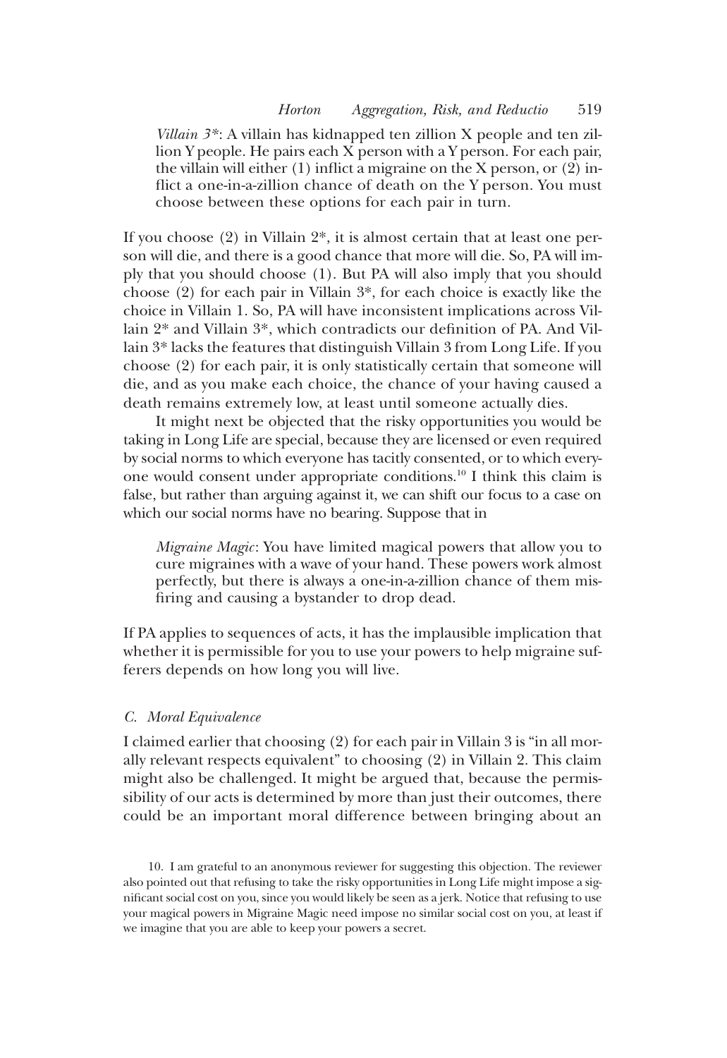*Villain 3\**: A villain has kidnapped ten zillion X people and ten zillion Y people. He pairs each X person with a Y person. For each pair, the villain will either (1) inflict a migraine on the X person, or (2) inflict a one-in-a-zillion chance of death on the Y person. You must choose between these options for each pair in turn.

If you choose (2) in Villain 2\*, it is almost certain that at least one person will die, and there is a good chance that more will die. So, PA will imply that you should choose (1). But PA will also imply that you should choose (2) for each pair in Villain 3\*, for each choice is exactly like the choice in Villain 1. So, PA will have inconsistent implications across Villain 2\* and Villain 3\*, which contradicts our definition of PA. And Villain 3\* lacks the features that distinguish Villain 3 from Long Life. If you choose (2) for each pair, it is only statistically certain that someone will die, and as you make each choice, the chance of your having caused a death remains extremely low, at least until someone actually dies.

It might next be objected that the risky opportunities you would be taking in Long Life are special, because they are licensed or even required by social norms to which everyone has tacitly consented, or to which everyone would consent under appropriate conditions.[10] I think this claim is false, but rather than arguing against it, we can shift our focus to a case on which our social norms have no bearing. Suppose that in

*Migraine Magic*: You have limited magical powers that allow you to cure migraines with a wave of your hand. These powers work almost perfectly, but there is always a one-in-a-zillion chance of them misfiring and causing a bystander to drop dead.

If PA applies to sequences of acts, it has the implausible implication that whether it is permissible for you to use your powers to help migraine sufferers depends on how long you will live.

### C. Moral Equivalence

I claimed earlier that choosing (2) for each pair in Villain 3 is "in all morally relevant respects equivalent" to choosing (2) in Villain 2. This claim might also be challenged. It might be argued that, because the permissibility of our acts is determined by more than just their outcomes, there could be an important moral difference between bringing about an

10. I am grateful to an anonymous reviewer for suggesting this objection. The reviewer also pointed out that refusing to take the risky opportunities in Long Life might impose a significant social cost on you, since you would likely be seen as a jerk. Notice that refusing to use your magical powers in Migraine Magic need impose no similar social cost on you, at least if we imagine that you are able to keep your powers a secret.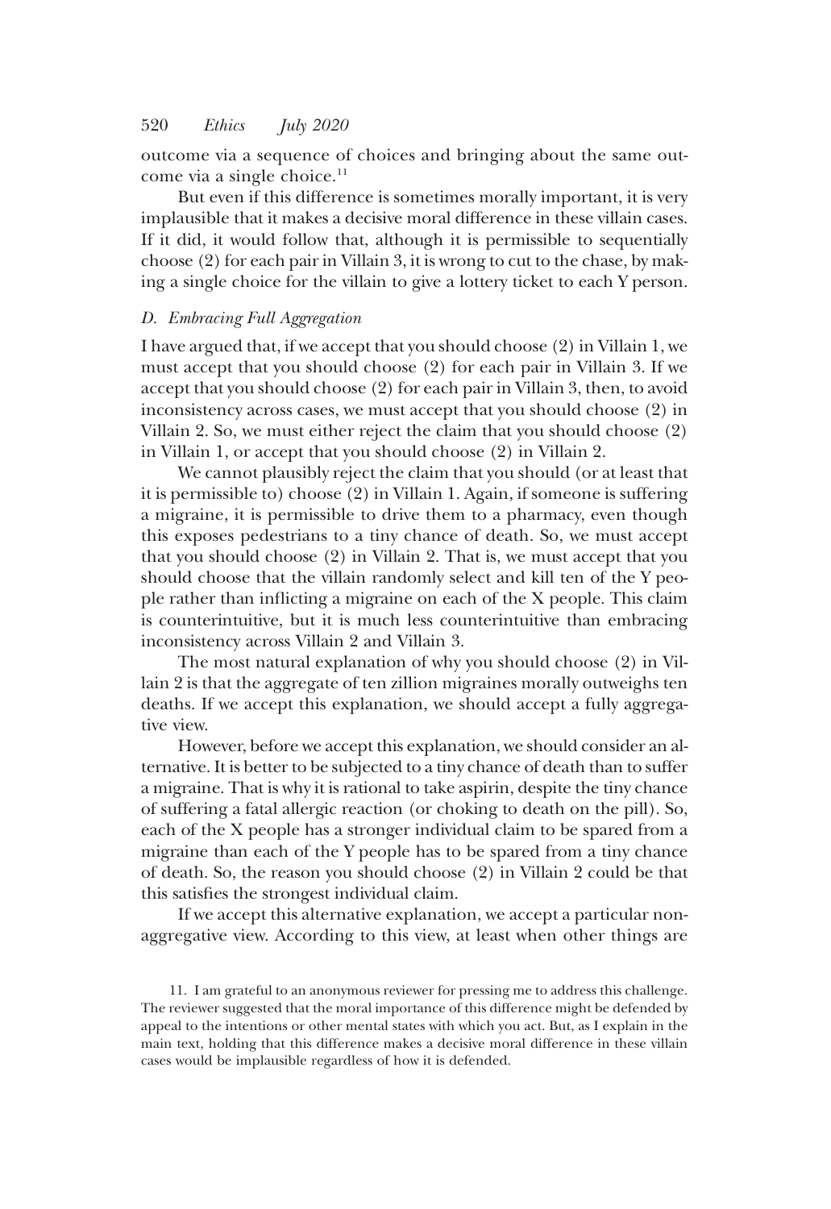outcome via a sequence of choices and bringing about the same outcome via a single choice.[11]

But even if this difference is sometimes morally important, it is very implausible that it makes a decisive moral difference in these villain cases. If it did, it would follow that, although it is permissible to sequentially choose (2) for each pair in Villain 3, it is wrong to cut to the chase, by making a single choice for the villain to give a lottery ticket to each Y person.

### *D. Embracing Full Aggregation*

I have argued that, if we accept that you should choose (2) in Villain 1, we must accept that you should choose (2) for each pair in Villain 3. If we accept that you should choose (2) for each pair in Villain 3, then, to avoid inconsistency across cases, we must accept that you should choose (2) in Villain 2. So, we must either reject the claim that you should choose (2) in Villain 1, or accept that you should choose (2) in Villain 2.

We cannot plausibly reject the claim that you should (or at least that it is permissible to) choose (2) in Villain 1. Again, if someone is suffering a migraine, it is permissible to drive them to a pharmacy, even though this exposes pedestrians to a tiny chance of death. So, we must accept that you should choose (2) in Villain 2. That is, we must accept that you should choose that the villain randomly select and kill ten of the Y people rather than inflicting a migraine on each of the X people. This claim is counterintuitive, but it is much less counterintuitive than embracing inconsistency across Villain 2 and Villain 3.

The most natural explanation of why you should choose (2) in Villain 2 is that the aggregate of ten zillion migraines morally outweighs ten deaths. If we accept this explanation, we should accept a fully aggregative view.

However, before we accept this explanation, we should consider an alternative. It is better to be subjected to a tiny chance of death than to suffer a migraine. That is why it is rational to take aspirin, despite the tiny chance of suffering a fatal allergic reaction (or choking to death on the pill). So, each of the X people has a stronger individual claim to be spared from a migraine than each of the Y people has to be spared from a tiny chance of death. So, the reason you should choose (2) in Villain 2 could be that this satisfies the strongest individual claim.

If we accept this alternative explanation, we accept a particular nonaggregative view. According to this view, at least when other things are

11. I am grateful to an anonymous reviewer for pressing me to address this challenge. The reviewer suggested that the moral importance of this difference might be defended by appeal to the intentions or other mental states with which you act. But, as I explain in the main text, holding that this difference makes a decisive moral difference in these villain cases would be implausible regardless of how it is defended.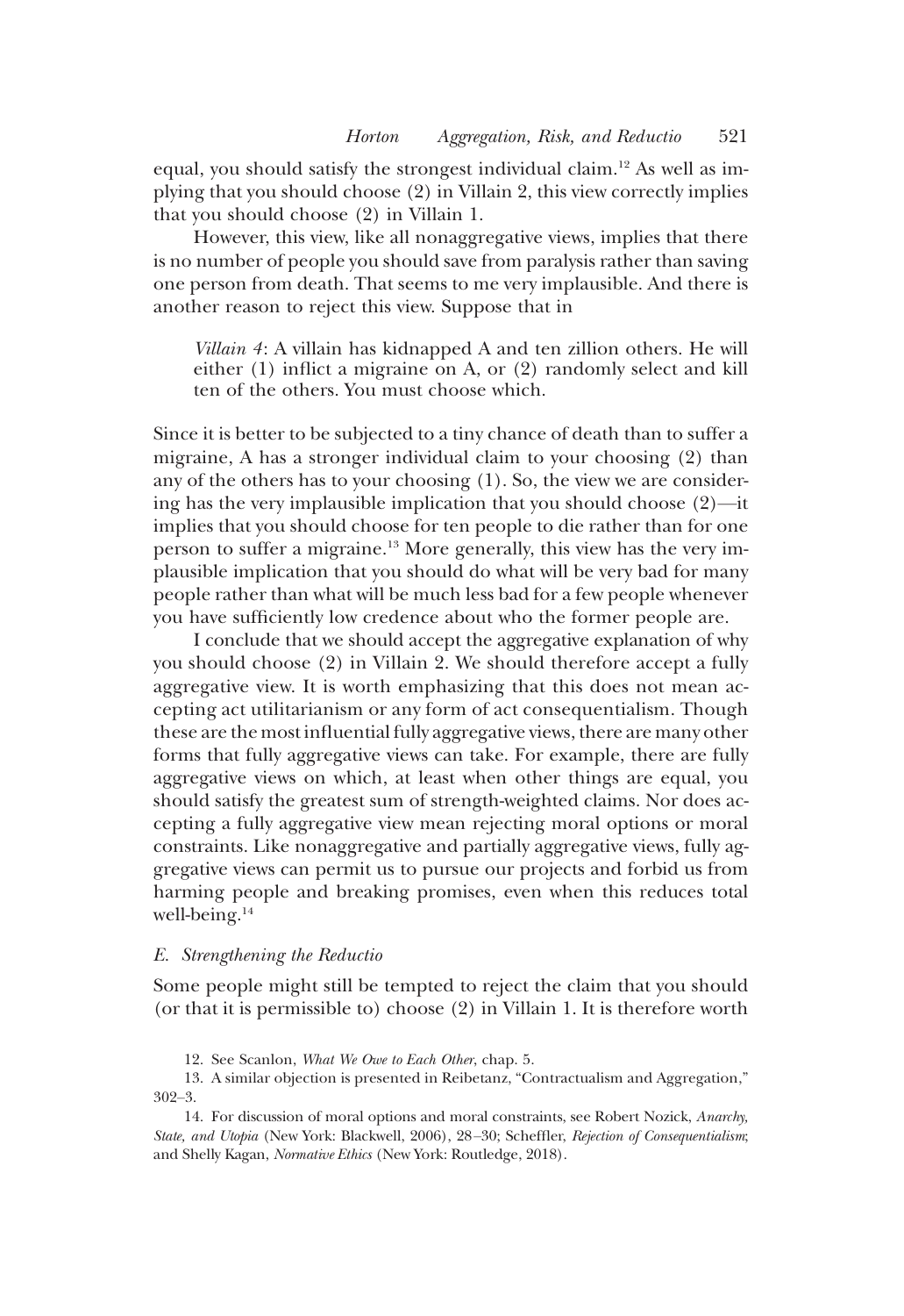equal, you should satisfy the strongest individual claim.[12] As well as implying that you should choose (2) in Villain 2, this view correctly implies that you should choose (2) in Villain 1.

However, this view, like all nonaggregative views, implies that there is no number of people you should save from paralysis rather than saving one person from death. That seems to me very implausible. And there is another reason to reject this view. Suppose that in

> *Villain 4*: A villain has kidnapped A and ten zillion others. He will either (1) inflict a migraine on A, or (2) randomly select and kill ten of the others. You must choose which.

Since it is better to be subjected to a tiny chance of death than to suffer a migraine, A has a stronger individual claim to your choosing (2) than any of the others has to your choosing (1). So, the view we are considering has the very implausible implication that you should choose (2)—it implies that you should choose for ten people to die rather than for one person to suffer a migraine.[13] More generally, this view has the very implausible implication that you should do what will be very bad for many people rather than what will be much less bad for a few people whenever you have sufficiently low credence about who the former people are.

I conclude that we should accept the aggregative explanation of why you should choose (2) in Villain 2. We should therefore accept a fully aggregative view. It is worth emphasizing that this does not mean accepting act utilitarianism or any form of act consequentialism. Though these are the most influential fully aggregative views, there are many other forms that fully aggregative views can take. For example, there are fully aggregative views on which, at least when other things are equal, you should satisfy the greatest sum of strength-weighted claims. Nor does accepting a fully aggregative view mean rejecting moral options or moral constraints. Like nonaggregative and partially aggregative views, fully aggregative views can permit us to pursue our projects and forbid us from harming people and breaking promises, even when this reduces total well-being.[14]

### *E. Strengthening the Reductio*

Some people might still be tempted to reject the claim that you should (or that it is permissible to) choose (2) in Villain 1. It is therefore worth

12. See Scanlon, *What We Owe to Each Other*, chap. 5.

13. A similar objection is presented in Reibetanz, "Contractualism and Aggregation," 302–3.

14. For discussion of moral options and moral constraints, see Robert Nozick, *Anarchy, State, and Utopia* (New York: Blackwell, 2006), 28–30; Scheffler, *Rejection of Consequentialism*; and Shelly Kagan, *Normative Ethics* (New York: Routledge, 2018).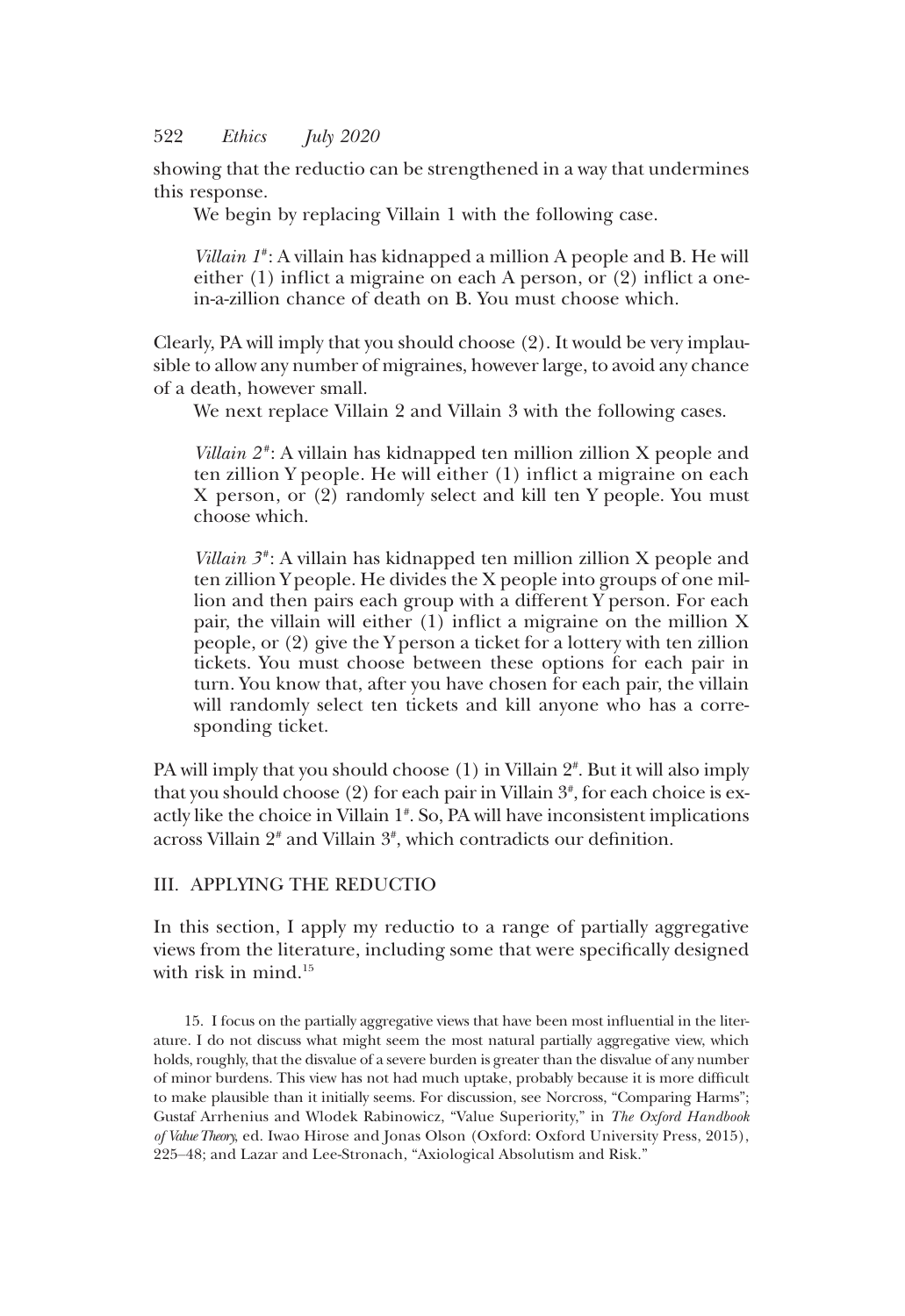showing that the reductio can be strengthened in a way that undermines this response.

We begin by replacing Villain 1 with the following case.

> *Villain 1*#: A villain has kidnapped a million A people and B. He will either (1) inflict a migraine on each A person, or (2) inflict a one-in-a-zillion chance of death on B. You must choose which.

Clearly, PA will imply that you should choose (2). It would be very implausible to allow any number of migraines, however large, to avoid any chance of a death, however small.

We next replace Villain 2 and Villain 3 with the following cases.

> *Villain 2*#: A villain has kidnapped ten million zillion X people and ten zillion Y people. He will either (1) inflict a migraine on each X person, or (2) randomly select and kill ten Y people. You must choose which.

> *Villain 3*#: A villain has kidnapped ten million zillion X people and ten zillion Y people. He divides the X people into groups of one million and then pairs each group with a different Y person. For each pair, the villain will either (1) inflict a migraine on the million X people, or (2) give the Y person a ticket for a lottery with ten zillion tickets. You must choose between these options for each pair in turn. You know that, after you have chosen for each pair, the villain will randomly select ten tickets and kill anyone who has a corresponding ticket.

PA will imply that you should choose (1) in Villain 2#. But it will also imply that you should choose (2) for each pair in Villain 3#, for each choice is exactly like the choice in Villain 1#. So, PA will have inconsistent implications across Villain 2# and Villain 3#, which contradicts our definition.

## III. APPLYING THE REDUCTIO

In this section, I apply my reductio to a range of partially aggregative views from the literature, including some that were specifically designed with risk in mind.[15]

15. I focus on the partially aggregative views that have been most influential in the literature. I do not discuss what might seem the most natural partially aggregative view, which holds, roughly, that the disvalue of a severe burden is greater than the disvalue of any number of minor burdens. This view has not had much uptake, probably because it is more difficult to make plausible than it initially seems. For discussion, see Norcross, "Comparing Harms"; Gustaf Arrhenius and Wlodek Rabinowicz, "Value Superiority," in *The Oxford Handbook of Value Theory*, ed. Iwao Hirose and Jonas Olson (Oxford: Oxford University Press, 2015), 225–48; and Lazar and Lee-Stronach, "Axiological Absolutism and Risk."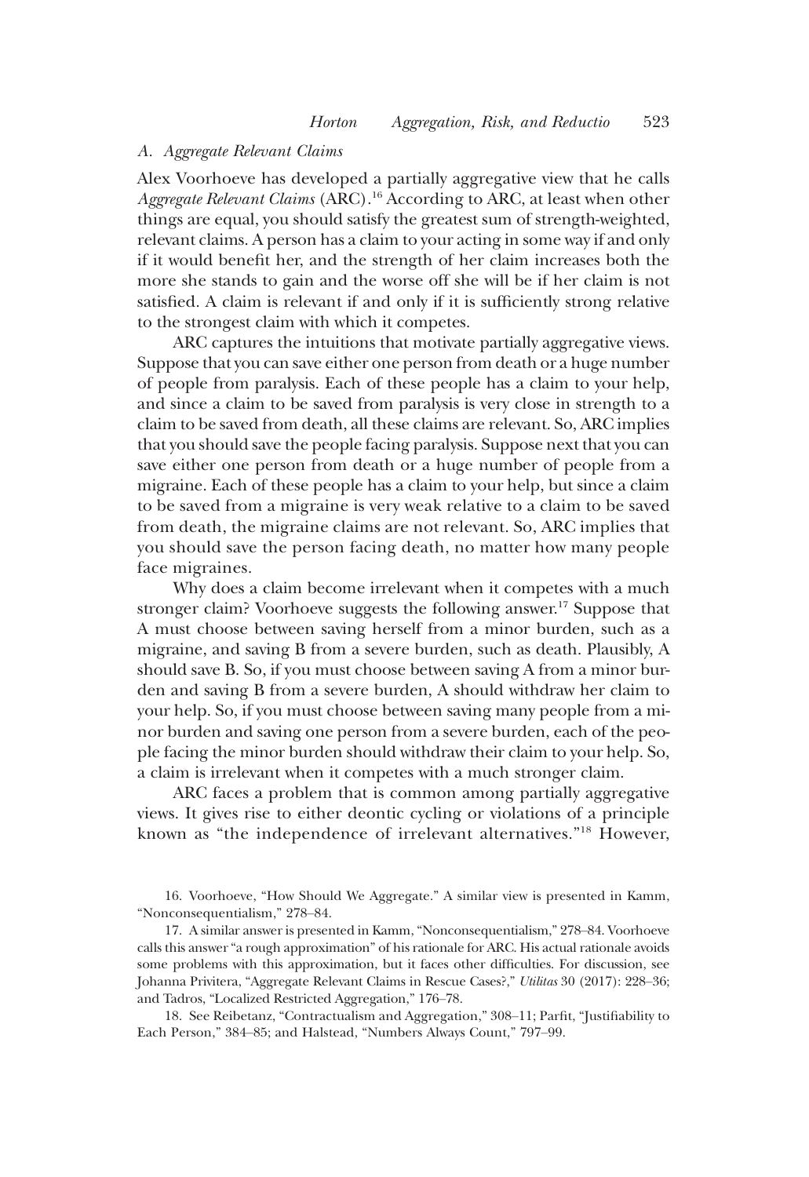### A. Aggregate Relevant Claims

Alex Voorhoeve has developed a partially aggregative view that he calls *Aggregate Relevant Claims* (ARC).[16] According to ARC, at least when other things are equal, you should satisfy the greatest sum of strength-weighted, relevant claims. A person has a claim to your acting in some way if and only if it would benefit her, and the strength of her claim increases both the more she stands to gain and the worse off she will be if her claim is not satisfied. A claim is relevant if and only if it is sufficiently strong relative to the strongest claim with which it competes.

ARC captures the intuitions that motivate partially aggregative views. Suppose that you can save either one person from death or a huge number of people from paralysis. Each of these people has a claim to your help, and since a claim to be saved from paralysis is very close in strength to a claim to be saved from death, all these claims are relevant. So, ARC implies that you should save the people facing paralysis. Suppose next that you can save either one person from death or a huge number of people from a migraine. Each of these people has a claim to your help, but since a claim to be saved from a migraine is very weak relative to a claim to be saved from death, the migraine claims are not relevant. So, ARC implies that you should save the person facing death, no matter how many people face migraines.

Why does a claim become irrelevant when it competes with a much stronger claim? Voorhoeve suggests the following answer.[17] Suppose that A must choose between saving herself from a minor burden, such as a migraine, and saving B from a severe burden, such as death. Plausibly, A should save B. So, if you must choose between saving A from a minor burden and saving B from a severe burden, A should withdraw her claim to your help. So, if you must choose between saving many people from a minor burden and saving one person from a severe burden, each of the people facing the minor burden should withdraw their claim to your help. So, a claim is irrelevant when it competes with a much stronger claim.

ARC faces a problem that is common among partially aggregative views. It gives rise to either deontic cycling or violations of a principle known as "the independence of irrelevant alternatives."[18] However,

16. Voorhoeve, "How Should We Aggregate." A similar view is presented in Kamm, "Nonconsequentialism," 278–84.

17. A similar answer is presented in Kamm, "Nonconsequentialism," 278–84. Voorhoeve calls this answer "a rough approximation" of his rationale for ARC. His actual rationale avoids some problems with this approximation, but it faces other difficulties. For discussion, see Johanna Privitera, "Aggregate Relevant Claims in Rescue Cases?," *Utilitas* 30 (2017): 228–36; and Tadros, "Localized Restricted Aggregation," 176–78.

18. See Reibetanz, "Contractualism and Aggregation," 308–11; Parfit, "Justifiability to Each Person," 384–85; and Halstead, "Numbers Always Count," 797–99.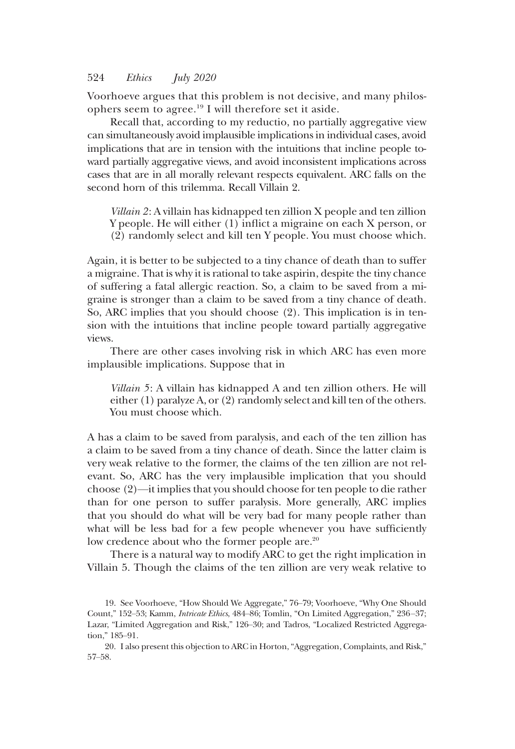Voorhoeve argues that this problem is not decisive, and many philosophers seem to agree.[19] I will therefore set it aside.

Recall that, according to my reductio, no partially aggregative view can simultaneously avoid implausible implications in individual cases, avoid implications that are in tension with the intuitions that incline people toward partially aggregative views, and avoid inconsistent implications across cases that are in all morally relevant respects equivalent. ARC falls on the second horn of this trilemma. Recall Villain 2.

> *Villain 2*: A villain has kidnapped ten zillion X people and ten zillion Y people. He will either (1) inflict a migraine on each X person, or (2) randomly select and kill ten Y people. You must choose which.

Again, it is better to be subjected to a tiny chance of death than to suffer a migraine. That is why it is rational to take aspirin, despite the tiny chance of suffering a fatal allergic reaction. So, a claim to be saved from a migraine is stronger than a claim to be saved from a tiny chance of death. So, ARC implies that you should choose (2). This implication is in tension with the intuitions that incline people toward partially aggregative views.

There are other cases involving risk in which ARC has even more implausible implications. Suppose that in

> *Villain 5*: A villain has kidnapped A and ten zillion others. He will either (1) paralyze A, or (2) randomly select and kill ten of the others. You must choose which.

A has a claim to be saved from paralysis, and each of the ten zillion has a claim to be saved from a tiny chance of death. Since the latter claim is very weak relative to the former, the claims of the ten zillion are not relevant. So, ARC has the very implausible implication that you should choose (2)—it implies that you should choose for ten people to die rather than for one person to suffer paralysis. More generally, ARC implies that you should do what will be very bad for many people rather than what will be less bad for a few people whenever you have sufficiently low credence about who the former people are.[20]

There is a natural way to modify ARC to get the right implication in Villain 5. Though the claims of the ten zillion are very weak relative to

19. See Voorhoeve, "How Should We Aggregate," 76–79; Voorhoeve, "Why One Should Count," 152–53; Kamm, *Intricate Ethics*, 484–86; Tomlin, "On Limited Aggregation," 236–37; Lazar, "Limited Aggregation and Risk," 126–30; and Tadros, "Localized Restricted Aggregation," 185–91.

20. I also present this objection to ARC in Horton, "Aggregation, Complaints, and Risk," 57–58.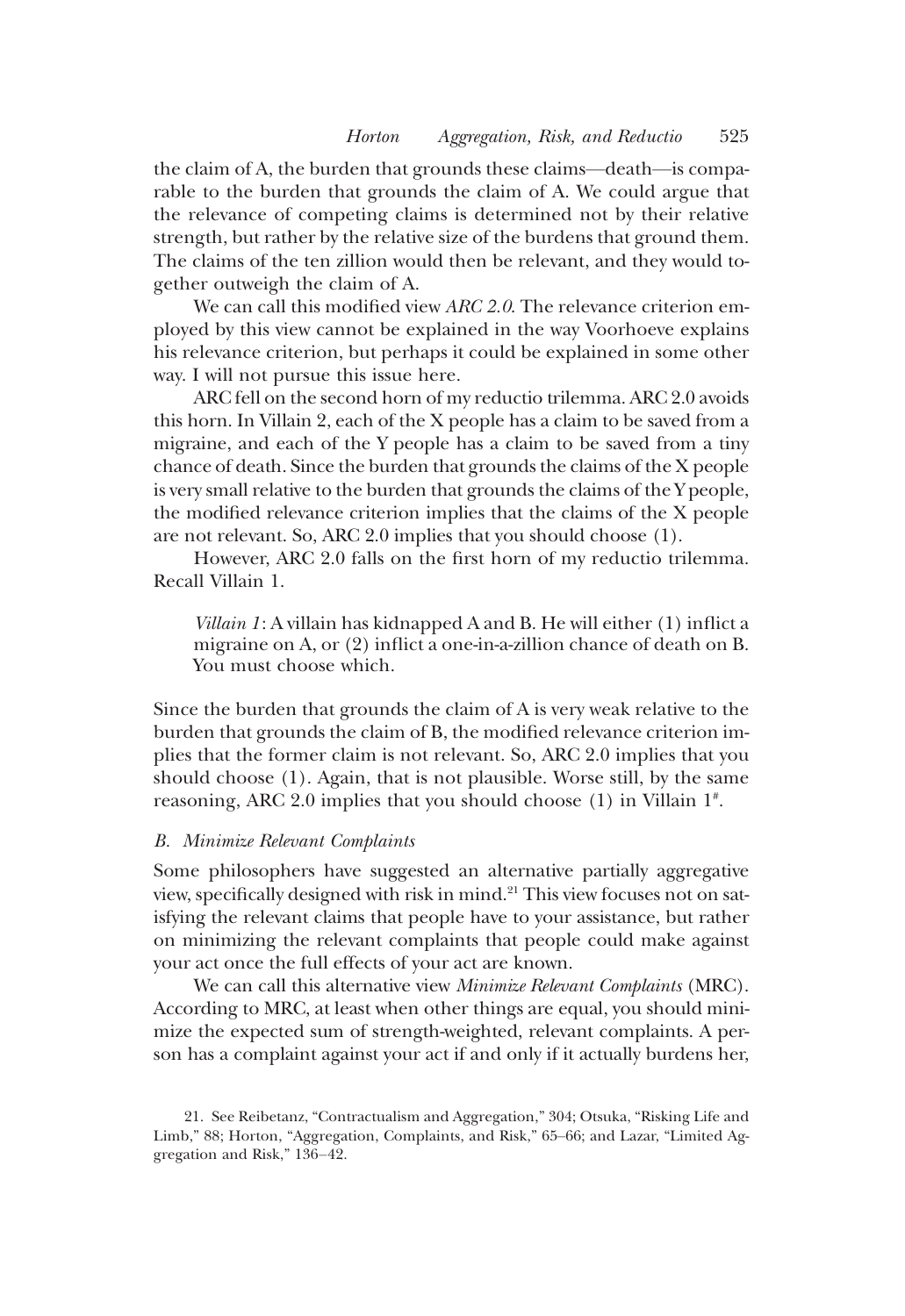the claim of A, the burden that grounds these claims—death—is comparable to the burden that grounds the claim of A. We could argue that the relevance of competing claims is determined not by their relative strength, but rather by the relative size of the burdens that ground them. The claims of the ten zillion would then be relevant, and they would together outweigh the claim of A.

We can call this modified view *ARC 2.0*. The relevance criterion employed by this view cannot be explained in the way Voorhoeve explains his relevance criterion, but perhaps it could be explained in some other way. I will not pursue this issue here.

ARC fell on the second horn of my reductio trilemma. ARC 2.0 avoids this horn. In Villain 2, each of the X people has a claim to be saved from a migraine, and each of the Y people has a claim to be saved from a tiny chance of death. Since the burden that grounds the claims of the X people is very small relative to the burden that grounds the claims of the Y people, the modified relevance criterion implies that the claims of the X people are not relevant. So, ARC 2.0 implies that you should choose (1).

However, ARC 2.0 falls on the first horn of my reductio trilemma. Recall Villain 1.

> *Villain 1*: A villain has kidnapped A and B. He will either (1) inflict a migraine on A, or (2) inflict a one-in-a-zillion chance of death on B. You must choose which.

Since the burden that grounds the claim of A is very weak relative to the burden that grounds the claim of B, the modified relevance criterion implies that the former claim is not relevant. So, ARC 2.0 implies that you should choose (1). Again, that is not plausible. Worse still, by the same reasoning, ARC 2.0 implies that you should choose (1) in Villain $1^{\#}$.

### B. Minimize Relevant Complaints

Some philosophers have suggested an alternative partially aggregative view, specifically designed with risk in mind.[21] This view focuses not on satisfying the relevant claims that people have to your assistance, but rather on minimizing the relevant complaints that people could make against your act once the full effects of your act are known.

We can call this alternative view *Minimize Relevant Complaints* (MRC). According to MRC, at least when other things are equal, you should minimize the expected sum of strength-weighted, relevant complaints. A person has a complaint against your act if and only if it actually burdens her,

21. See Reibetanz, "Contractualism and Aggregation," 304; Otsuka, "Risking Life and Limb," 88; Horton, "Aggregation, Complaints, and Risk," 65–66; and Lazar, "Limited Aggregation and Risk," 136–42.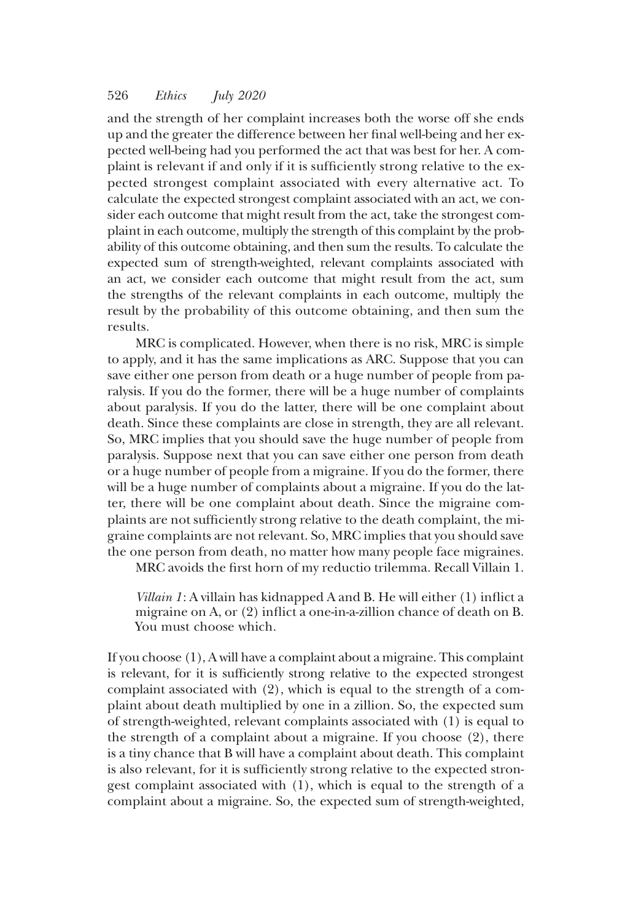and the strength of her complaint increases both the worse off she ends up and the greater the difference between her final well-being and her expected well-being had you performed the act that was best for her. A complaint is relevant if and only if it is sufficiently strong relative to the expected strongest complaint associated with every alternative act. To calculate the expected strongest complaint associated with an act, we consider each outcome that might result from the act, take the strongest complaint in each outcome, multiply the strength of this complaint by the probability of this outcome obtaining, and then sum the results. To calculate the expected sum of strength-weighted, relevant complaints associated with an act, we consider each outcome that might result from the act, sum the strengths of the relevant complaints in each outcome, multiply the result by the probability of this outcome obtaining, and then sum the results.

MRC is complicated. However, when there is no risk, MRC is simple to apply, and it has the same implications as ARC. Suppose that you can save either one person from death or a huge number of people from paralysis. If you do the former, there will be a huge number of complaints about paralysis. If you do the latter, there will be one complaint about death. Since these complaints are close in strength, they are all relevant. So, MRC implies that you should save the huge number of people from paralysis. Suppose next that you can save either one person from death or a huge number of people from a migraine. If you do the former, there will be a huge number of complaints about a migraine. If you do the latter, there will be one complaint about death. Since the migraine complaints are not sufficiently strong relative to the death complaint, the migraine complaints are not relevant. So, MRC implies that you should save the one person from death, no matter how many people face migraines.

MRC avoids the first horn of my reductio trilemma. Recall Villain 1.

> *Villain 1*: A villain has kidnapped A and B. He will either (1) inflict a migraine on A, or (2) inflict a one-in-a-zillion chance of death on B. You must choose which.

If you choose (1), A will have a complaint about a migraine. This complaint is relevant, for it is sufficiently strong relative to the expected strongest complaint associated with (2), which is equal to the strength of a complaint about death multiplied by one in a zillion. So, the expected sum of strength-weighted, relevant complaints associated with (1) is equal to the strength of a complaint about a migraine. If you choose (2), there is a tiny chance that B will have a complaint about death. This complaint is also relevant, for it is sufficiently strong relative to the expected strongest complaint associated with (1), which is equal to the strength of a complaint about a migraine. So, the expected sum of strength-weighted,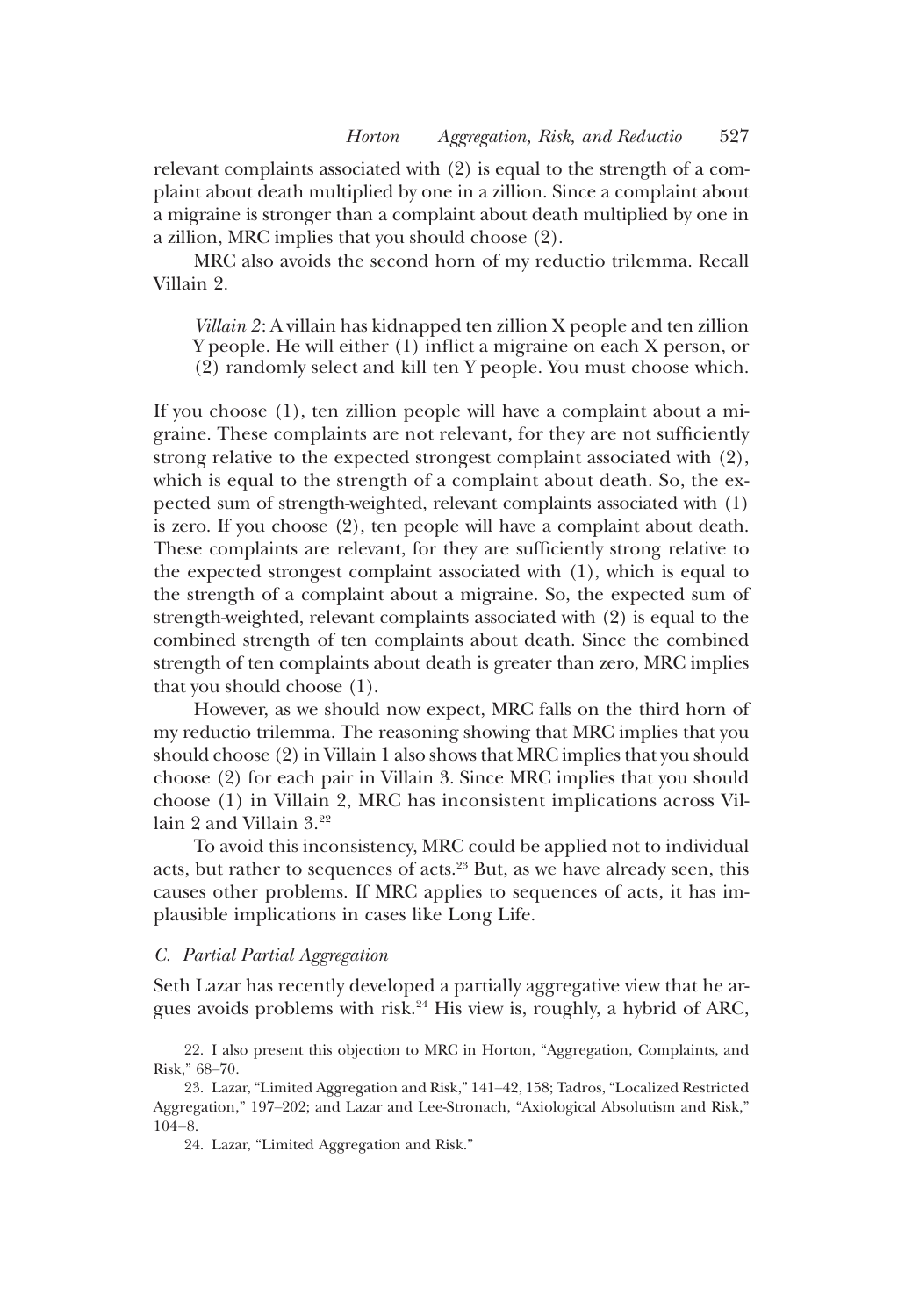relevant complaints associated with (2) is equal to the strength of a complaint about death multiplied by one in a zillion. Since a complaint about a migraine is stronger than a complaint about death multiplied by one in a zillion, MRC implies that you should choose (2).

MRC also avoids the second horn of my reductio trilemma. Recall Villain 2.

> *Villain 2*: A villain has kidnapped ten zillion X people and ten zillion Y people. He will either (1) inflict a migraine on each X person, or (2) randomly select and kill ten Y people. You must choose which.

If you choose (1), ten zillion people will have a complaint about a migraine. These complaints are not relevant, for they are not sufficiently strong relative to the expected strongest complaint associated with (2), which is equal to the strength of a complaint about death. So, the expected sum of strength-weighted, relevant complaints associated with (1) is zero. If you choose (2), ten people will have a complaint about death. These complaints are relevant, for they are sufficiently strong relative to the expected strongest complaint associated with (1), which is equal to the strength of a complaint about a migraine. So, the expected sum of strength-weighted, relevant complaints associated with (2) is equal to the combined strength of ten complaints about death. Since the combined strength of ten complaints about death is greater than zero, MRC implies that you should choose (1).

However, as we should now expect, MRC falls on the third horn of my reductio trilemma. The reasoning showing that MRC implies that you should choose (2) in Villain 1 also shows that MRC implies that you should choose (2) for each pair in Villain 3. Since MRC implies that you should choose (1) in Villain 2, MRC has inconsistent implications across Villain 2 and Villain 3.[22]

To avoid this inconsistency, MRC could be applied not to individual acts, but rather to sequences of acts.[23] But, as we have already seen, this causes other problems. If MRC applies to sequences of acts, it has implausible implications in cases like Long Life.

### *C. Partial Partial Aggregation*

Seth Lazar has recently developed a partially aggregative view that he argues avoids problems with risk.[24] His view is, roughly, a hybrid of ARC,

22. I also present this objection to MRC in Horton, "Aggregation, Complaints, and Risk," 68–70.

23. Lazar, "Limited Aggregation and Risk," 141–42, 158; Tadros, "Localized Restricted Aggregation," 197–202; and Lazar and Lee-Stronach, "Axiological Absolutism and Risk," 104–8.

24. Lazar, "Limited Aggregation and Risk."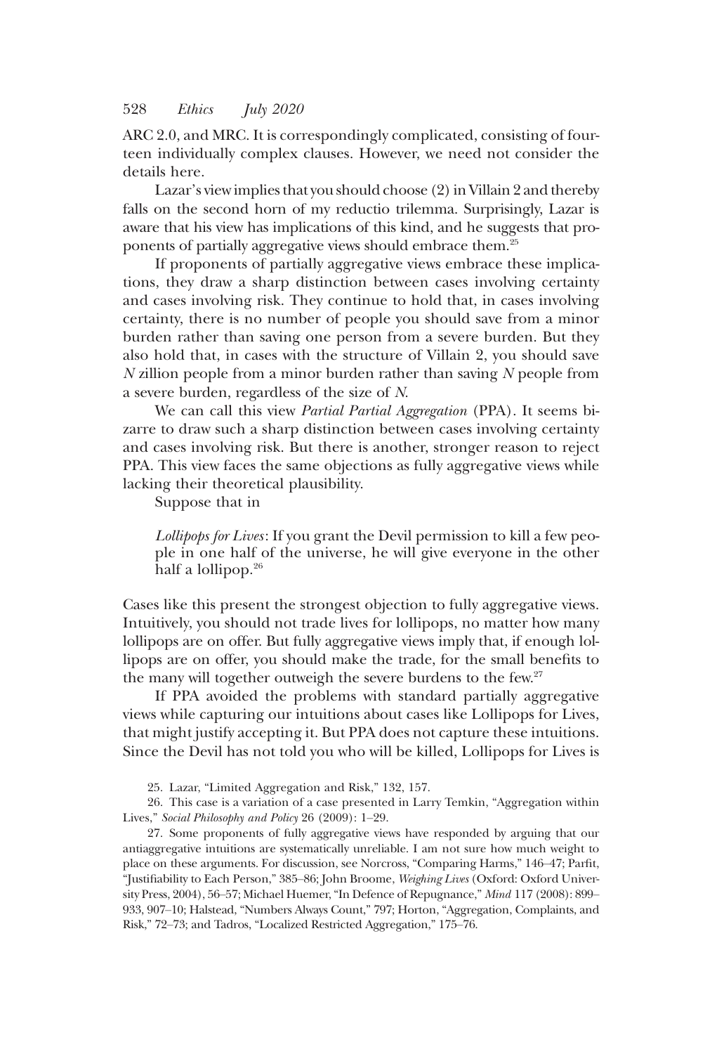ARC 2.0, and MRC. It is correspondingly complicated, consisting of fourteen individually complex clauses. However, we need not consider the details here.

Lazar's view implies that you should choose (2) in Villain 2 and thereby falls on the second horn of my reductio trilemma. Surprisingly, Lazar is aware that his view has implications of this kind, and he suggests that proponents of partially aggregative views should embrace them.[25]

If proponents of partially aggregative views embrace these implications, they draw a sharp distinction between cases involving certainty and cases involving risk. They continue to hold that, in cases involving certainty, there is no number of people you should save from a minor burden rather than saving one person from a severe burden. But they also hold that, in cases with the structure of Villain 2, you should save *N* zillion people from a minor burden rather than saving *N* people from a severe burden, regardless of the size of *N*.

We can call this view *Partial Partial Aggregation* (PPA). It seems bizarre to draw such a sharp distinction between cases involving certainty and cases involving risk. But there is another, stronger reason to reject PPA. This view faces the same objections as fully aggregative views while lacking their theoretical plausibility.

Suppose that in

> *Lollipops for Lives*: If you grant the Devil permission to kill a few people in one half of the universe, he will give everyone in the other half a lollipop.[26]

Cases like this present the strongest objection to fully aggregative views. Intuitively, you should not trade lives for lollipops, no matter how many lollipops are on offer. But fully aggregative views imply that, if enough lollipops are on offer, you should make the trade, for the small benefits to the many will together outweigh the severe burdens to the few.[27]

If PPA avoided the problems with standard partially aggregative views while capturing our intuitions about cases like Lollipops for Lives, that might justify accepting it. But PPA does not capture these intuitions. Since the Devil has not told you who will be killed, Lollipops for Lives is

25. Lazar, "Limited Aggregation and Risk," 132, 157.

26. This case is a variation of a case presented in Larry Temkin, "Aggregation within Lives," *Social Philosophy and Policy* 26 (2009): 1–29.

27. Some proponents of fully aggregative views have responded by arguing that our antiaggregative intuitions are systematically unreliable. I am not sure how much weight to place on these arguments. For discussion, see Norcross, "Comparing Harms," 146–47; Parfit, "Justifiability to Each Person," 385–86; John Broome, *Weighing Lives* (Oxford: Oxford University Press, 2004), 56–57; Michael Huemer, "In Defence of Repugnance," *Mind* 117 (2008): 899–933, 907–10; Halstead, "Numbers Always Count," 797; Horton, "Aggregation, Complaints, and Risk," 72–73; and Tadros, "Localized Restricted Aggregation," 175–76.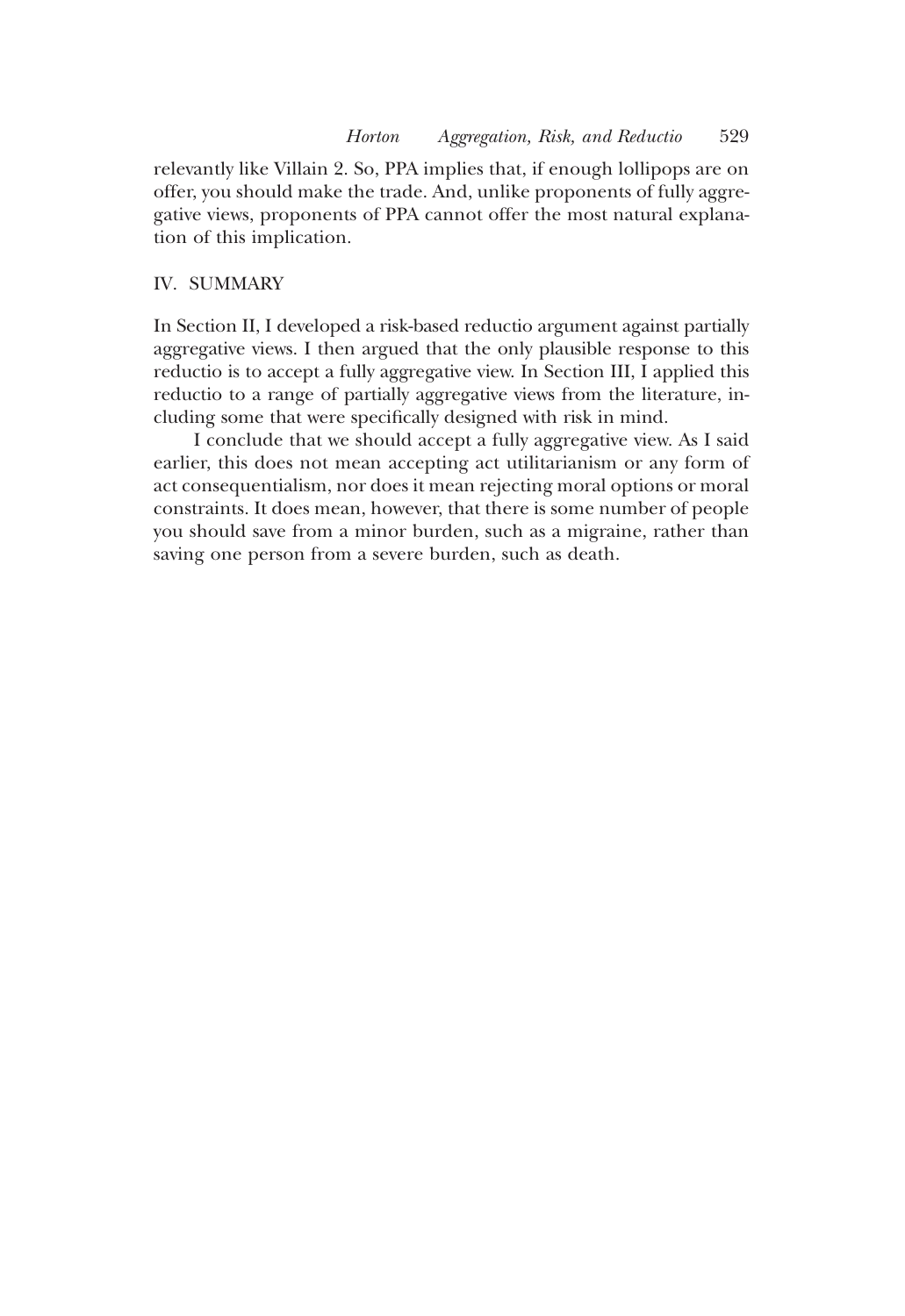relevantly like Villain 2. So, PPA implies that, if enough lollipops are on offer, you should make the trade. And, unlike proponents of fully aggregative views, proponents of PPA cannot offer the most natural explanation of this implication.

## IV. SUMMARY

In Section II, I developed a risk-based reductio argument against partially aggregative views. I then argued that the only plausible response to this reductio is to accept a fully aggregative view. In Section III, I applied this reductio to a range of partially aggregative views from the literature, including some that were specifically designed with risk in mind.

I conclude that we should accept a fully aggregative view. As I said earlier, this does not mean accepting act utilitarianism or any form of act consequentialism, nor does it mean rejecting moral options or moral constraints. It does mean, however, that there is some number of people you should save from a minor burden, such as a migraine, rather than saving one person from a severe burden, such as death.